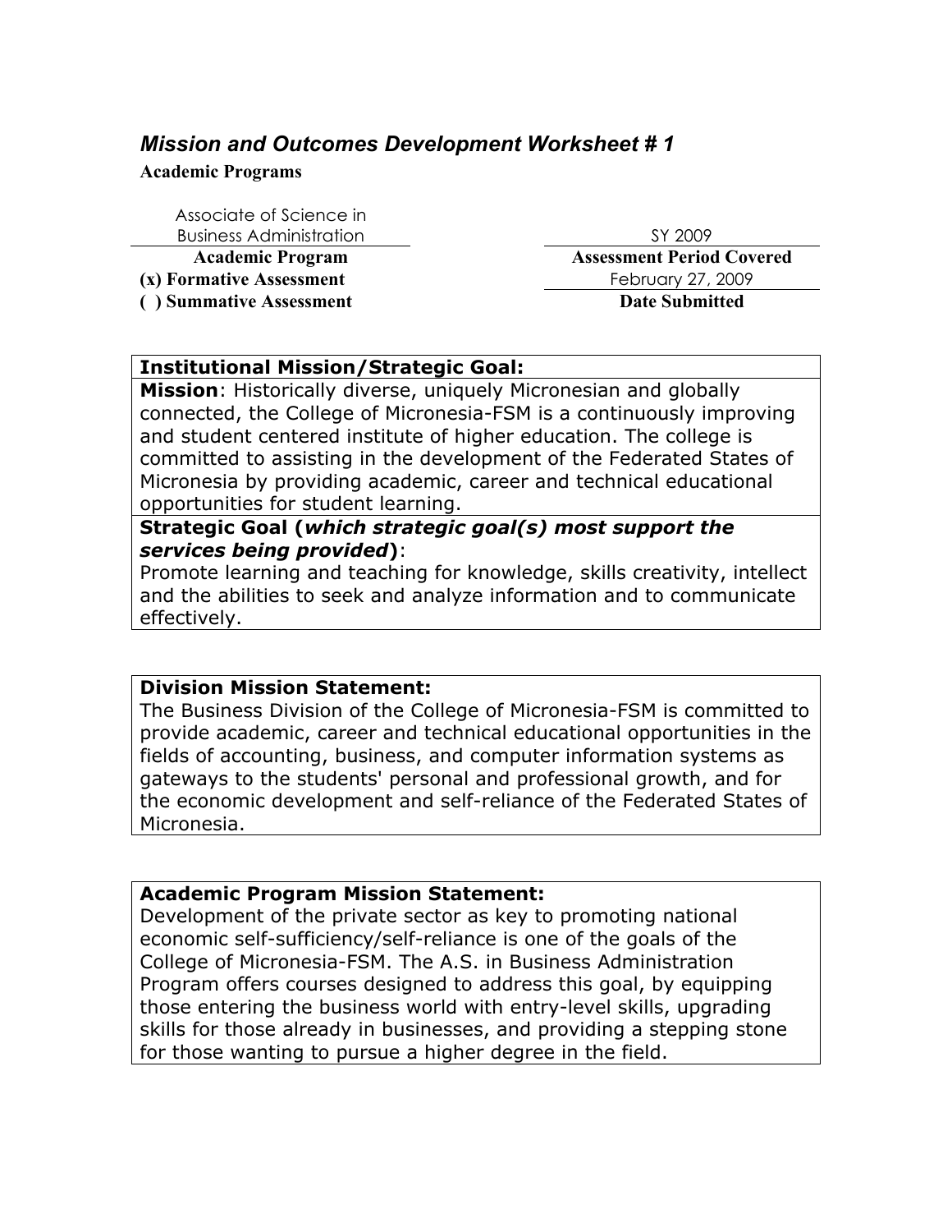## *Mission and Outcomes Development Worksheet # 1*

**Academic Programs**

| Associate of Science in Business Administration | SY 2009 |
|---|---|
| **Academic Program** | **Assessment Period Covered** |
| **(x) Formative Assessment** | February 27, 2009 |
| **( ) Summative Assessment** | **Date Submitted** |

**Institutional Mission/Strategic Goal:**

**Mission**: Historically diverse, uniquely Micronesian and globally connected, the College of Micronesia-FSM is a continuously improving and student centered institute of higher education. The college is committed to assisting in the development of the Federated States of Micronesia by providing academic, career and technical educational opportunities for student learning.

**Strategic Goal (*which strategic goal(s) most support the services being provided*)**:
Promote learning and teaching for knowledge, skills creativity, intellect and the abilities to seek and analyze information and to communicate effectively.

**Division Mission Statement:**
The Business Division of the College of Micronesia-FSM is committed to provide academic, career and technical educational opportunities in the fields of accounting, business, and computer information systems as gateways to the students' personal and professional growth, and for the economic development and self-reliance of the Federated States of Micronesia.

**Academic Program Mission Statement:**
Development of the private sector as key to promoting national economic self-sufficiency/self-reliance is one of the goals of the College of Micronesia-FSM. The A.S. in Business Administration Program offers courses designed to address this goal, by equipping those entering the business world with entry-level skills, upgrading skills for those already in businesses, and providing a stepping stone for those wanting to pursue a higher degree in the field.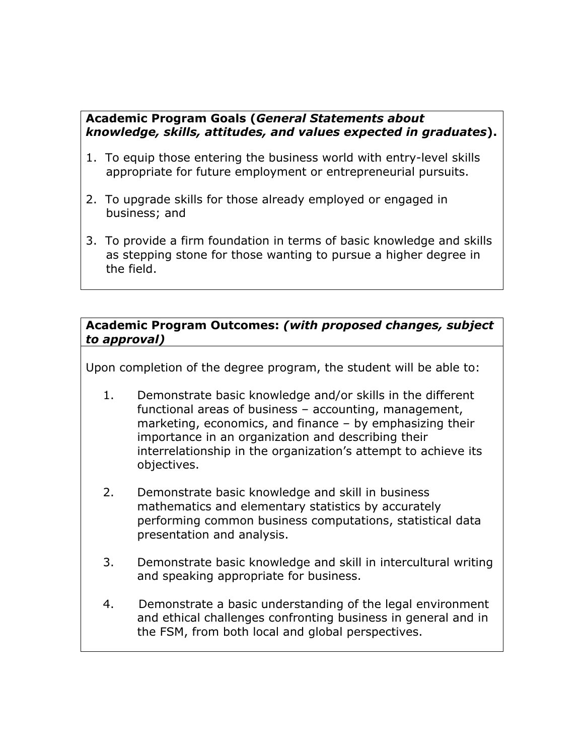**Academic Program Goals (*General Statements about knowledge, skills, attitudes, and values expected in graduates*).**

1. To equip those entering the business world with entry-level skills appropriate for future employment or entrepreneurial pursuits.

2. To upgrade skills for those already employed or engaged in business; and

3. To provide a firm foundation in terms of basic knowledge and skills as stepping stone for those wanting to pursue a higher degree in the field.

**Academic Program Outcomes: *(with proposed changes, subject to approval)***

Upon completion of the degree program, the student will be able to:

1. Demonstrate basic knowledge and/or skills in the different functional areas of business – accounting, management, marketing, economics, and finance – by emphasizing their importance in an organization and describing their interrelationship in the organization's attempt to achieve its objectives.

2. Demonstrate basic knowledge and skill in business mathematics and elementary statistics by accurately performing common business computations, statistical data presentation and analysis.

3. Demonstrate basic knowledge and skill in intercultural writing and speaking appropriate for business.

4. Demonstrate a basic understanding of the legal environment and ethical challenges confronting business in general and in the FSM, from both local and global perspectives.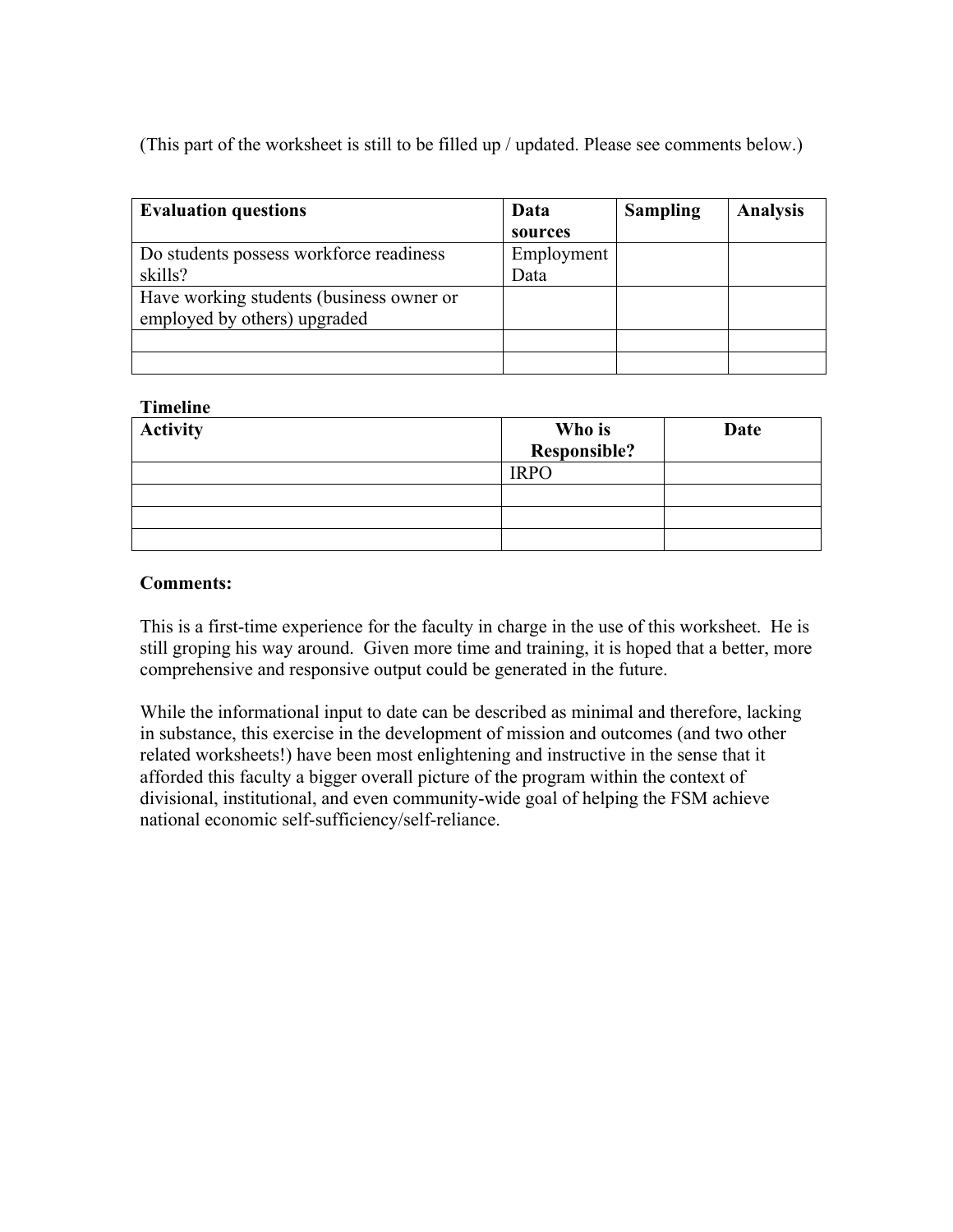(This part of the worksheet is still to be filled up / updated. Please see comments below.)

| Evaluation questions | Data sources | Sampling | Analysis |
|---|---|---|---|
| Do students possess workforce readiness skills? | Employment Data | | |
| Have working students (business owner or employed by others) upgraded | | | |
| | | | |
| | | | |

**Timeline**

| Activity | Who is Responsible? | Date |
|---|---|---|
| | IRPO | |
| | | |
| | | |
| | | |

**Comments:**

This is a first-time experience for the faculty in charge in the use of this worksheet. He is still groping his way around. Given more time and training, it is hoped that a better, more comprehensive and responsive output could be generated in the future.

While the informational input to date can be described as minimal and therefore, lacking in substance, this exercise in the development of mission and outcomes (and two other related worksheets!) have been most enlightening and instructive in the sense that it afforded this faculty a bigger overall picture of the program within the context of divisional, institutional, and even community-wide goal of helping the FSM achieve national economic self-sufficiency/self-reliance.